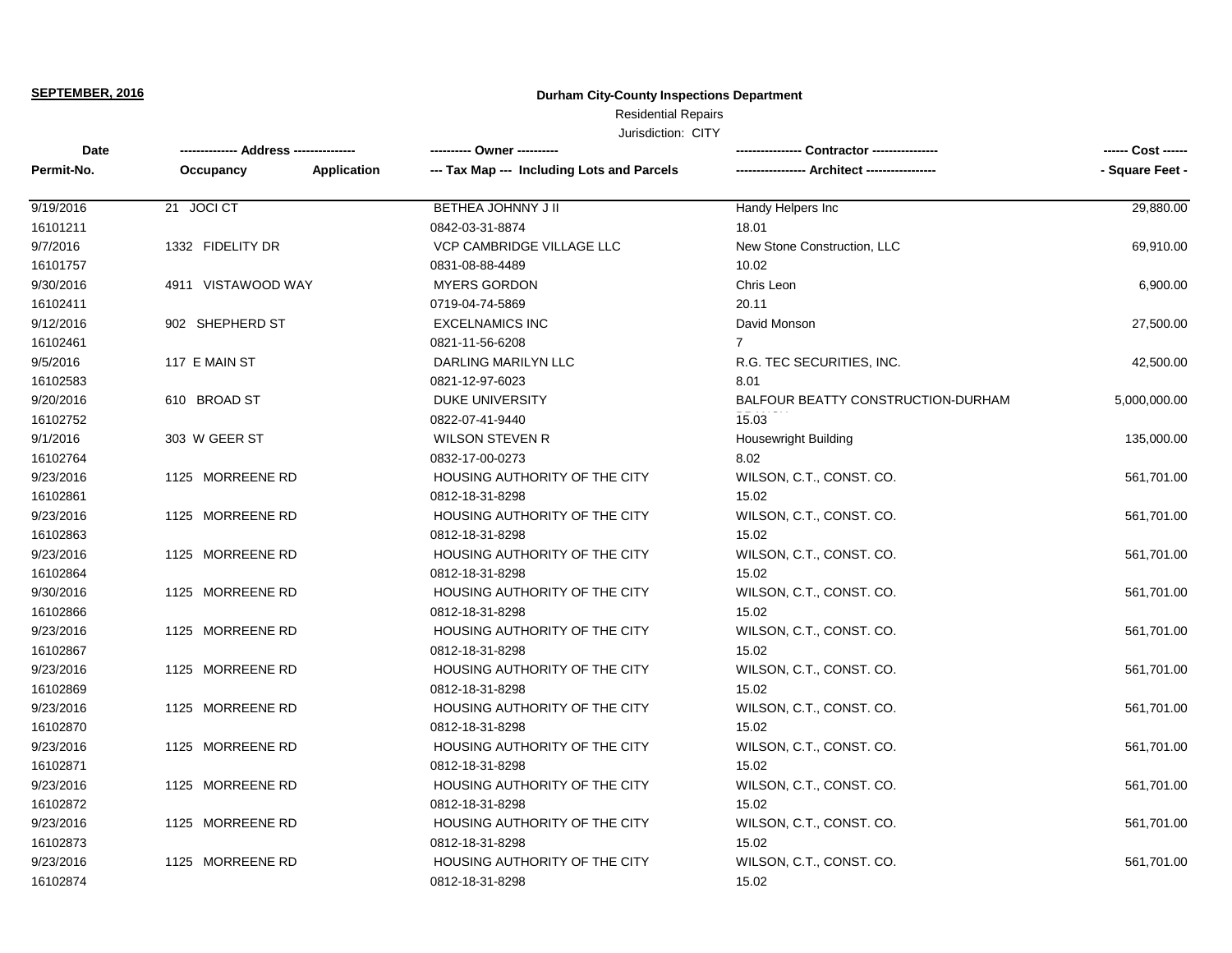**SEPTEMBER, 2016**

# Durham City-County Inspections Department

Residential Repairs

Jurisdiction: CITY

| Date / Permit-No. | Address / Occupancy | Application | Owner / Tax Map --- Including Lots and Parcels | Contractor / Architect | Cost / Square Feet |
|---|---|---|---|---|---|
| 9/19/2016<br>16101211 | 21 JOCI CT | | BETHEA JOHNNY J II<br>0842-03-31-8874 | Handy Helpers Inc<br>18.01 | 29,880.00 |
| 9/7/2016<br>16101757 | 1332 FIDELITY DR | | VCP CAMBRIDGE VILLAGE LLC<br>0831-08-88-4489 | New Stone Construction, LLC<br>10.02 | 69,910.00 |
| 9/30/2016<br>16102411 | 4911 VISTAWOOD WAY | | MYERS GORDON<br>0719-04-74-5869 | Chris Leon<br>20.11 | 6,900.00 |
| 9/12/2016<br>16102461 | 902 SHEPHERD ST | | EXCELNAMICS INC<br>0821-11-56-6208 | David Monson<br>7 | 27,500.00 |
| 9/5/2016<br>16102583 | 117 E MAIN ST | | DARLING MARILYN LLC<br>0821-12-97-6023 | R.G. TEC SECURITIES, INC.<br>8.01 | 42,500.00 |
| 9/20/2016<br>16102752 | 610 BROAD ST | | DUKE UNIVERSITY<br>0822-07-41-9440 | BALFOUR BEATTY CONSTRUCTION-DURHAM BRANCH<br>15.03 | 5,000,000.00 |
| 9/1/2016<br>16102764 | 303 W GEER ST | | WILSON STEVEN R<br>0832-17-00-0273 | Housewright Building<br>8.02 | 135,000.00 |
| 9/23/2016<br>16102861 | 1125 MORREENE RD | | HOUSING AUTHORITY OF THE CITY<br>0812-18-31-8298 | WILSON, C.T., CONST. CO.<br>15.02 | 561,701.00 |
| 9/23/2016<br>16102863 | 1125 MORREENE RD | | HOUSING AUTHORITY OF THE CITY<br>0812-18-31-8298 | WILSON, C.T., CONST. CO.<br>15.02 | 561,701.00 |
| 9/23/2016<br>16102864 | 1125 MORREENE RD | | HOUSING AUTHORITY OF THE CITY<br>0812-18-31-8298 | WILSON, C.T., CONST. CO.<br>15.02 | 561,701.00 |
| 9/30/2016<br>16102866 | 1125 MORREENE RD | | HOUSING AUTHORITY OF THE CITY<br>0812-18-31-8298 | WILSON, C.T., CONST. CO.<br>15.02 | 561,701.00 |
| 9/23/2016<br>16102867 | 1125 MORREENE RD | | HOUSING AUTHORITY OF THE CITY<br>0812-18-31-8298 | WILSON, C.T., CONST. CO.<br>15.02 | 561,701.00 |
| 9/23/2016<br>16102869 | 1125 MORREENE RD | | HOUSING AUTHORITY OF THE CITY<br>0812-18-31-8298 | WILSON, C.T., CONST. CO.<br>15.02 | 561,701.00 |
| 9/23/2016<br>16102870 | 1125 MORREENE RD | | HOUSING AUTHORITY OF THE CITY<br>0812-18-31-8298 | WILSON, C.T., CONST. CO.<br>15.02 | 561,701.00 |
| 9/23/2016<br>16102871 | 1125 MORREENE RD | | HOUSING AUTHORITY OF THE CITY<br>0812-18-31-8298 | WILSON, C.T., CONST. CO.<br>15.02 | 561,701.00 |
| 9/23/2016<br>16102872 | 1125 MORREENE RD | | HOUSING AUTHORITY OF THE CITY<br>0812-18-31-8298 | WILSON, C.T., CONST. CO.<br>15.02 | 561,701.00 |
| 9/23/2016<br>16102873 | 1125 MORREENE RD | | HOUSING AUTHORITY OF THE CITY<br>0812-18-31-8298 | WILSON, C.T., CONST. CO.<br>15.02 | 561,701.00 |
| 9/23/2016<br>16102874 | 1125 MORREENE RD | | HOUSING AUTHORITY OF THE CITY<br>0812-18-31-8298 | WILSON, C.T., CONST. CO.<br>15.02 | 561,701.00 |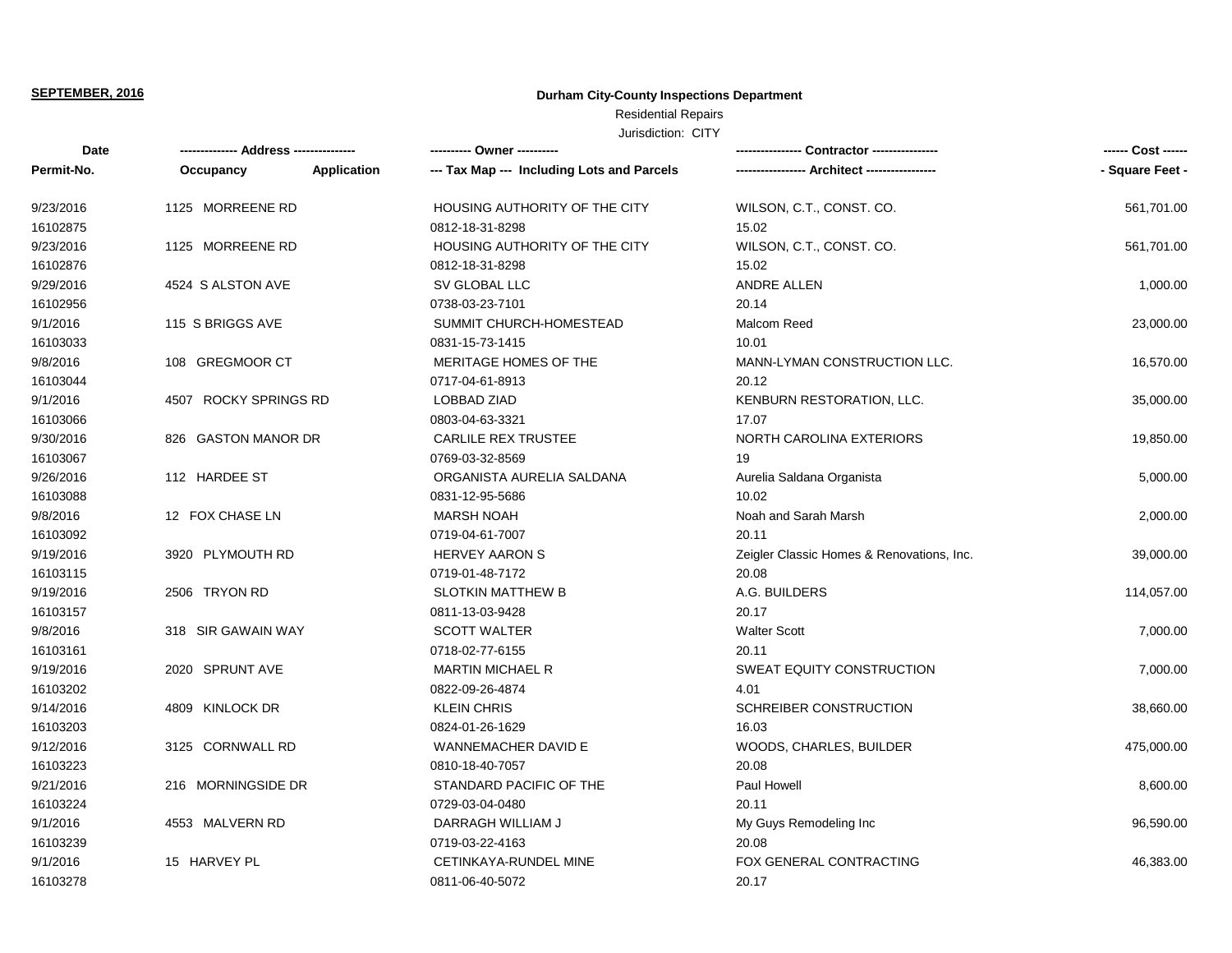**SEPTEMBER, 2016**

**Durham City-County Inspections Department**

Residential Repairs

Jurisdiction: CITY

| Date<br>Permit-No. | Address<br>Occupancy / Application | Owner<br>Tax Map --- Including Lots and Parcels | Contractor<br>Architect | Cost<br>Square Feet |
|---|---|---|---|---|
| 9/23/2016<br>16102875 | 1125 MORREENE RD | HOUSING AUTHORITY OF THE CITY<br>0812-18-31-8298 | WILSON, C.T., CONST. CO.<br>15.02 | 561,701.00 |
| 9/23/2016<br>16102876 | 1125 MORREENE RD | HOUSING AUTHORITY OF THE CITY<br>0812-18-31-8298 | WILSON, C.T., CONST. CO.<br>15.02 | 561,701.00 |
| 9/29/2016<br>16102956 | 4524 S ALSTON AVE | SV GLOBAL LLC<br>0738-03-23-7101 | ANDRE ALLEN<br>20.14 | 1,000.00 |
| 9/1/2016<br>16103033 | 115 S BRIGGS AVE | SUMMIT CHURCH-HOMESTEAD<br>0831-15-73-1415 | Malcom Reed<br>10.01 | 23,000.00 |
| 9/8/2016<br>16103044 | 108 GREGMOOR CT | MERITAGE HOMES OF THE<br>0717-04-61-8913 | MANN-LYMAN CONSTRUCTION LLC.<br>20.12 | 16,570.00 |
| 9/1/2016<br>16103066 | 4507 ROCKY SPRINGS RD | LOBBAD ZIAD<br>0803-04-63-3321 | KENBURN RESTORATION, LLC.<br>17.07 | 35,000.00 |
| 9/30/2016<br>16103067 | 826 GASTON MANOR DR | CARLILE REX TRUSTEE<br>0769-03-32-8569 | NORTH CAROLINA EXTERIORS<br>19 | 19,850.00 |
| 9/26/2016<br>16103088 | 112 HARDEE ST | ORGANISTA AURELIA SALDANA<br>0831-12-95-5686 | Aurelia Saldana Organista<br>10.02 | 5,000.00 |
| 9/8/2016<br>16103092 | 12 FOX CHASE LN | MARSH NOAH<br>0719-04-61-7007 | Noah and Sarah Marsh<br>20.11 | 2,000.00 |
| 9/19/2016<br>16103115 | 3920 PLYMOUTH RD | HERVEY AARON S<br>0719-01-48-7172 | Zeigler Classic Homes & Renovations, Inc.<br>20.08 | 39,000.00 |
| 9/19/2016<br>16103157 | 2506 TRYON RD | SLOTKIN MATTHEW B<br>0811-13-03-9428 | A.G. BUILDERS<br>20.17 | 114,057.00 |
| 9/8/2016<br>16103161 | 318 SIR GAWAIN WAY | SCOTT WALTER<br>0718-02-77-6155 | Walter Scott<br>20.11 | 7,000.00 |
| 9/19/2016<br>16103202 | 2020 SPRUNT AVE | MARTIN MICHAEL R<br>0822-09-26-4874 | SWEAT EQUITY CONSTRUCTION<br>4.01 | 7,000.00 |
| 9/14/2016<br>16103203 | 4809 KINLOCK DR | KLEIN CHRIS<br>0824-01-26-1629 | SCHREIBER CONSTRUCTION<br>16.03 | 38,660.00 |
| 9/12/2016<br>16103223 | 3125 CORNWALL RD | WANNEMACHER DAVID E<br>0810-18-40-7057 | WOODS, CHARLES, BUILDER<br>20.08 | 475,000.00 |
| 9/21/2016<br>16103224 | 216 MORNINGSIDE DR | STANDARD PACIFIC OF THE<br>0729-03-04-0480 | Paul Howell<br>20.11 | 8,600.00 |
| 9/1/2016<br>16103239 | 4553 MALVERN RD | DARRAGH WILLIAM J<br>0719-03-22-4163 | My Guys Remodeling Inc<br>20.08 | 96,590.00 |
| 9/1/2016<br>16103278 | 15 HARVEY PL | CETINKAYA-RUNDEL MINE<br>0811-06-40-5072 | FOX GENERAL CONTRACTING<br>20.17 | 46,383.00 |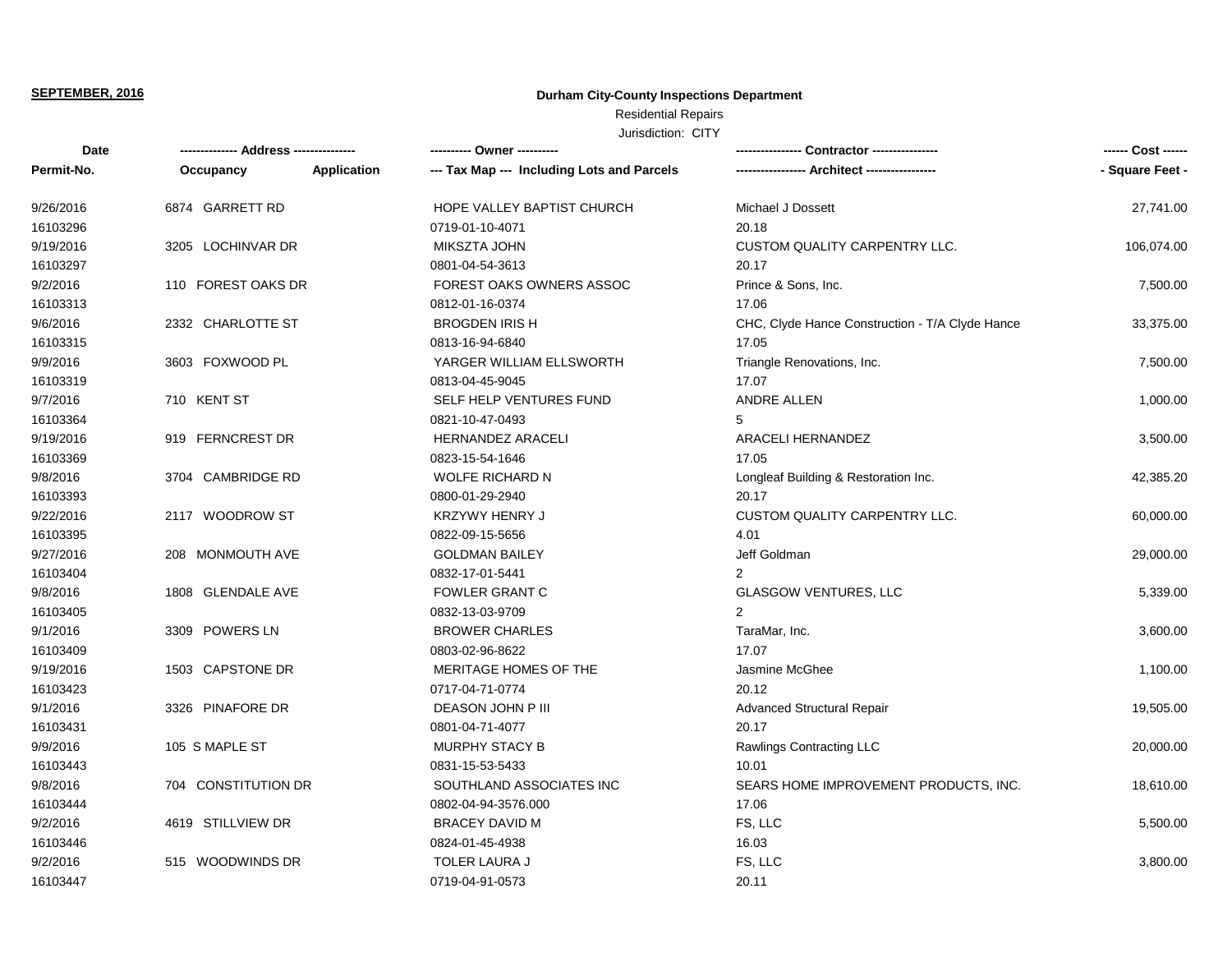**SEPTEMBER, 2016**

**Durham City-County Inspections Department**

Residential Repairs

Jurisdiction: CITY

| Date<br>Permit-No. | ------------- Address --------------<br>Occupancy Application | ---------- Owner ----------<br>--- Tax Map --- Including Lots and Parcels | ---------------- Contractor ----------------<br>----------------- Architect ----------------- | ------ Cost ------<br>- Square Feet - |
|---|---|---|---|---|
| 9/26/2016<br>16103296 | 6874 GARRETT RD | HOPE VALLEY BAPTIST CHURCH<br>0719-01-10-4071 | Michael J Dossett<br>20.18 | 27,741.00 |
| 9/19/2016<br>16103297 | 3205 LOCHINVAR DR | MIKSZTA JOHN<br>0801-04-54-3613 | CUSTOM QUALITY CARPENTRY LLC.<br>20.17 | 106,074.00 |
| 9/2/2016<br>16103313 | 110 FOREST OAKS DR | FOREST OAKS OWNERS ASSOC<br>0812-01-16-0374 | Prince & Sons, Inc.<br>17.06 | 7,500.00 |
| 9/6/2016<br>16103315 | 2332 CHARLOTTE ST | BROGDEN IRIS H<br>0813-16-94-6840 | CHC, Clyde Hance Construction - T/A Clyde Hance<br>17.05 | 33,375.00 |
| 9/9/2016<br>16103319 | 3603 FOXWOOD PL | YARGER WILLIAM ELLSWORTH<br>0813-04-45-9045 | Triangle Renovations, Inc.<br>17.07 | 7,500.00 |
| 9/7/2016<br>16103364 | 710 KENT ST | SELF HELP VENTURES FUND<br>0821-10-47-0493 | ANDRE ALLEN<br>5 | 1,000.00 |
| 9/19/2016<br>16103369 | 919 FERNCREST DR | HERNANDEZ ARACELI<br>0823-15-54-1646 | ARACELI HERNANDEZ<br>17.05 | 3,500.00 |
| 9/8/2016<br>16103393 | 3704 CAMBRIDGE RD | WOLFE RICHARD N<br>0800-01-29-2940 | Longleaf Building & Restoration Inc.<br>20.17 | 42,385.20 |
| 9/22/2016<br>16103395 | 2117 WOODROW ST | KRZYWY HENRY J<br>0822-09-15-5656 | CUSTOM QUALITY CARPENTRY LLC.<br>4.01 | 60,000.00 |
| 9/27/2016<br>16103404 | 208 MONMOUTH AVE | GOLDMAN BAILEY<br>0832-17-01-5441 | Jeff Goldman<br>2 | 29,000.00 |
| 9/8/2016<br>16103405 | 1808 GLENDALE AVE | FOWLER GRANT C<br>0832-13-03-9709 | GLASGOW VENTURES, LLC<br>2 | 5,339.00 |
| 9/1/2016<br>16103409 | 3309 POWERS LN | BROWER CHARLES<br>0803-02-96-8622 | TaraMar, Inc.<br>17.07 | 3,600.00 |
| 9/19/2016<br>16103423 | 1503 CAPSTONE DR | MERITAGE HOMES OF THE<br>0717-04-71-0774 | Jasmine McGhee<br>20.12 | 1,100.00 |
| 9/1/2016<br>16103431 | 3326 PINAFORE DR | DEASON JOHN P III<br>0801-04-71-4077 | Advanced Structural Repair<br>20.17 | 19,505.00 |
| 9/9/2016<br>16103443 | 105 S MAPLE ST | MURPHY STACY B<br>0831-15-53-5433 | Rawlings Contracting LLC<br>10.01 | 20,000.00 |
| 9/8/2016<br>16103444 | 704 CONSTITUTION DR | SOUTHLAND ASSOCIATES INC<br>0802-04-94-3576.000 | SEARS HOME IMPROVEMENT PRODUCTS, INC.<br>17.06 | 18,610.00 |
| 9/2/2016<br>16103446 | 4619 STILLVIEW DR | BRACEY DAVID M<br>0824-01-45-4938 | FS, LLC<br>16.03 | 5,500.00 |
| 9/2/2016<br>16103447 | 515 WOODWINDS DR | TOLER LAURA J<br>0719-04-91-0573 | FS, LLC<br>20.11 | 3,800.00 |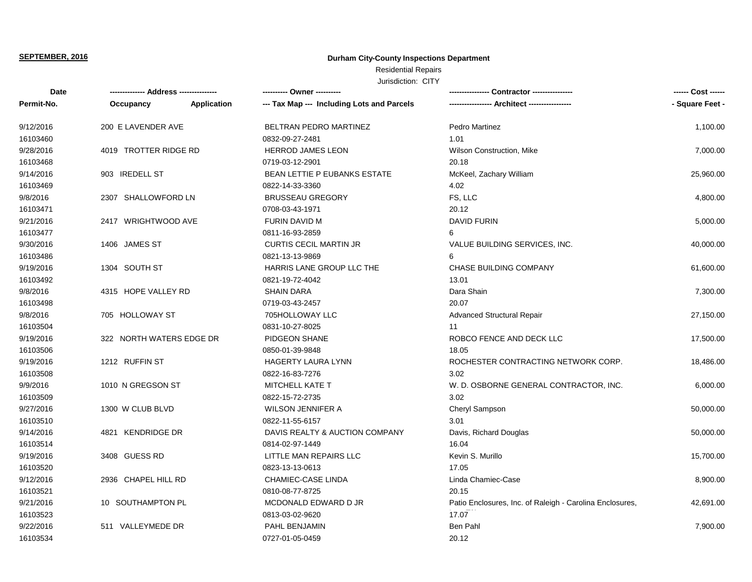**SEPTEMBER, 2016**

**Durham City-County Inspections Department**

Residential Repairs

Jurisdiction: CITY

| Date<br>Permit-No. | Address<br>Occupancy / Application | Owner<br>Tax Map --- Including Lots and Parcels | Contractor<br>Architect | Cost<br>Square Feet |
|---|---|---|---|---|
| 9/12/2016<br>16103460 | 200 E LAVENDER AVE | BELTRAN PEDRO MARTINEZ<br>0832-09-27-2481 | Pedro Martinez<br>1.01 | 1,100.00 |
| 9/28/2016<br>16103468 | 4019 TROTTER RIDGE RD | HERROD JAMES LEON<br>0719-03-12-2901 | Wilson Construction, Mike<br>20.18 | 7,000.00 |
| 9/14/2016<br>16103469 | 903 IREDELL ST | BEAN LETTIE P EUBANKS ESTATE<br>0822-14-33-3360 | McKeel, Zachary William<br>4.02 | 25,960.00 |
| 9/8/2016<br>16103471 | 2307 SHALLOWFORD LN | BRUSSEAU GREGORY<br>0708-03-43-1971 | FS, LLC<br>20.12 | 4,800.00 |
| 9/21/2016<br>16103477 | 2417 WRIGHTWOOD AVE | FURIN DAVID M<br>0811-16-93-2859 | DAVID FURIN<br>6 | 5,000.00 |
| 9/30/2016<br>16103486 | 1406 JAMES ST | CURTIS CECIL MARTIN JR<br>0821-13-13-9869 | VALUE BUILDING SERVICES, INC.<br>6 | 40,000.00 |
| 9/19/2016<br>16103492 | 1304 SOUTH ST | HARRIS LANE GROUP LLC THE<br>0821-19-72-4042 | CHASE BUILDING COMPANY<br>13.01 | 61,600.00 |
| 9/8/2016<br>16103498 | 4315 HOPE VALLEY RD | SHAIN DARA<br>0719-03-43-2457 | Dara Shain<br>20.07 | 7,300.00 |
| 9/8/2016<br>16103504 | 705 HOLLOWAY ST | 705HOLLOWAY LLC<br>0831-10-27-8025 | Advanced Structural Repair<br>11 | 27,150.00 |
| 9/19/2016<br>16103506 | 322 NORTH WATERS EDGE DR | PIDGEON SHANE<br>0850-01-39-9848 | ROBCO FENCE AND DECK LLC<br>18.05 | 17,500.00 |
| 9/19/2016<br>16103508 | 1212 RUFFIN ST | HAGERTY LAURA LYNN<br>0822-16-83-7276 | ROCHESTER CONTRACTING NETWORK CORP.<br>3.02 | 18,486.00 |
| 9/9/2016<br>16103509 | 1010 N GREGSON ST | MITCHELL KATE T<br>0822-15-72-2735 | W. D. OSBORNE GENERAL CONTRACTOR, INC.<br>3.02 | 6,000.00 |
| 9/27/2016<br>16103510 | 1300 W CLUB BLVD | WILSON JENNIFER A<br>0822-11-55-6157 | Cheryl Sampson<br>3.01 | 50,000.00 |
| 9/14/2016<br>16103514 | 4821 KENDRIDGE DR | DAVIS REALTY & AUCTION COMPANY<br>0814-02-97-1449 | Davis, Richard Douglas<br>16.04 | 50,000.00 |
| 9/19/2016<br>16103520 | 3408 GUESS RD | LITTLE MAN REPAIRS LLC<br>0823-13-13-0613 | Kevin S. Murillo<br>17.05 | 15,700.00 |
| 9/12/2016<br>16103521 | 2936 CHAPEL HILL RD | CHAMIEC-CASE LINDA<br>0810-08-77-8725 | Linda Chamiec-Case<br>20.15 | 8,900.00 |
| 9/21/2016<br>16103523 | 10 SOUTHAMPTON PL | MCDONALD EDWARD D JR<br>0813-03-02-9620 | Patio Enclosures, Inc. of Raleigh - Carolina Enclosures,<br>17.07 | 42,691.00 |
| 9/22/2016<br>16103534 | 511 VALLEYMEDE DR | PAHL BENJAMIN<br>0727-01-05-0459 | Ben Pahl<br>20.12 | 7,900.00 |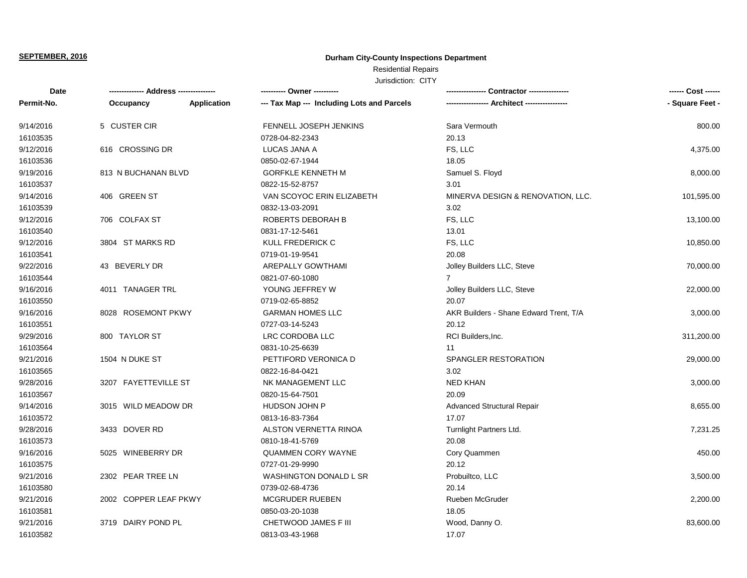**SEPTEMBER, 2016**

**Durham City-County Inspections Department**

Residential Repairs

Jurisdiction: CITY

| Date<br>Permit-No. | Address<br>Occupancy | Application | Owner<br>Tax Map --- Including Lots and Parcels | Contractor<br>Architect | Cost<br>Square Feet |
|---|---|---|---|---|---|
| 9/14/2016<br>16103535 | 5 CUSTER CIR | | FENNELL JOSEPH JENKINS<br>0728-04-82-2343 | Sara Vermouth<br>20.13 | 800.00 |
| 9/12/2016<br>16103536 | 616 CROSSING DR | | LUCAS JANA A<br>0850-02-67-1944 | FS, LLC<br>18.05 | 4,375.00 |
| 9/19/2016<br>16103537 | 813 N BUCHANAN BLVD | | GORFKLE KENNETH M<br>0822-15-52-8757 | Samuel S. Floyd<br>3.01 | 8,000.00 |
| 9/14/2016<br>16103539 | 406 GREEN ST | | VAN SCOYOC ERIN ELIZABETH<br>0832-13-03-2091 | MINERVA DESIGN & RENOVATION, LLC.<br>3.02 | 101,595.00 |
| 9/12/2016<br>16103540 | 706 COLFAX ST | | ROBERTS DEBORAH B<br>0831-17-12-5461 | FS, LLC<br>13.01 | 13,100.00 |
| 9/12/2016<br>16103541 | 3804 ST MARKS RD | | KULL FREDERICK C<br>0719-01-19-9541 | FS, LLC<br>20.08 | 10,850.00 |
| 9/22/2016<br>16103544 | 43 BEVERLY DR | | AREPALLY GOWTHAMI<br>0821-07-60-1080 | Jolley Builders LLC, Steve<br>7 | 70,000.00 |
| 9/16/2016<br>16103550 | 4011 TANAGER TRL | | YOUNG JEFFREY W<br>0719-02-65-8852 | Jolley Builders LLC, Steve<br>20.07 | 22,000.00 |
| 9/16/2016<br>16103551 | 8028 ROSEMONT PKWY | | GARMAN HOMES LLC<br>0727-03-14-5243 | AKR Builders - Shane Edward Trent, T/A<br>20.12 | 3,000.00 |
| 9/29/2016<br>16103564 | 800 TAYLOR ST | | LRC CORDOBA LLC<br>0831-10-25-6639 | RCI Builders,Inc.<br>11 | 311,200.00 |
| 9/21/2016<br>16103565 | 1504 N DUKE ST | | PETTIFORD VERONICA D<br>0822-16-84-0421 | SPANGLER RESTORATION<br>3.02 | 29,000.00 |
| 9/28/2016<br>16103567 | 3207 FAYETTEVILLE ST | | NK MANAGEMENT LLC<br>0820-15-64-7501 | NED KHAN<br>20.09 | 3,000.00 |
| 9/14/2016<br>16103572 | 3015 WILD MEADOW DR | | HUDSON JOHN P<br>0813-16-83-7364 | Advanced Structural Repair<br>17.07 | 8,655.00 |
| 9/28/2016<br>16103573 | 3433 DOVER RD | | ALSTON VERNETTA RINOA<br>0810-18-41-5769 | Turnlight Partners Ltd.<br>20.08 | 7,231.25 |
| 9/16/2016<br>16103575 | 5025 WINEBERRY DR | | QUAMMEN CORY WAYNE<br>0727-01-29-9990 | Cory Quammen<br>20.12 | 450.00 |
| 9/21/2016<br>16103580 | 2302 PEAR TREE LN | | WASHINGTON DONALD L SR<br>0739-02-68-4736 | Probuiltco, LLC<br>20.14 | 3,500.00 |
| 9/21/2016<br>16103581 | 2002 COPPER LEAF PKWY | | MCGRUDER RUEBEN<br>0850-03-20-1038 | Rueben McGruder<br>18.05 | 2,200.00 |
| 9/21/2016<br>16103582 | 3719 DAIRY POND PL | | CHETWOOD JAMES F III<br>0813-03-43-1968 | Wood, Danny O.<br>17.07 | 83,600.00 |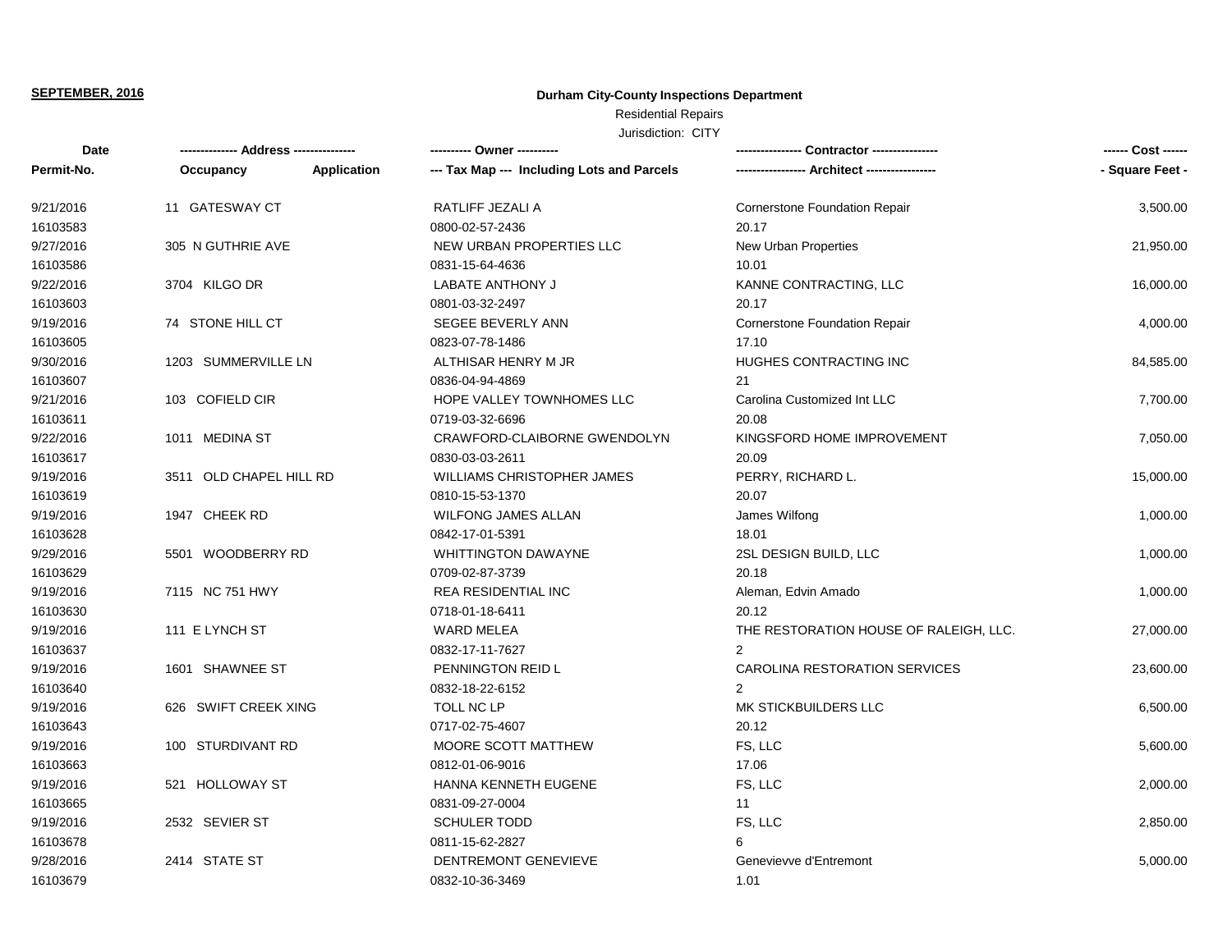**SEPTEMBER, 2016**

**Durham City-County Inspections Department**

Residential Repairs

Jurisdiction: CITY

| Date / Permit-No. | Address / Occupancy / Application | Owner / Tax Map --- Including Lots and Parcels | Contractor / Architect | Cost / Square Feet |
|---|---|---|---|---|
| 9/21/2016<br>16103583 | 11 GATESWAY CT | RATLIFF JEZALI A<br>0800-02-57-2436 | Cornerstone Foundation Repair<br>20.17 | 3,500.00 |
| 9/27/2016<br>16103586 | 305 N GUTHRIE AVE | NEW URBAN PROPERTIES LLC<br>0831-15-64-4636 | New Urban Properties<br>10.01 | 21,950.00 |
| 9/22/2016<br>16103603 | 3704 KILGO DR | LABATE ANTHONY J<br>0801-03-32-2497 | KANNE CONTRACTING, LLC<br>20.17 | 16,000.00 |
| 9/19/2016<br>16103605 | 74 STONE HILL CT | SEGEE BEVERLY ANN<br>0823-07-78-1486 | Cornerstone Foundation Repair<br>17.10 | 4,000.00 |
| 9/30/2016<br>16103607 | 1203 SUMMERVILLE LN | ALTHISAR HENRY M JR<br>0836-04-94-4869 | HUGHES CONTRACTING INC<br>21 | 84,585.00 |
| 9/21/2016<br>16103611 | 103 COFIELD CIR | HOPE VALLEY TOWNHOMES LLC<br>0719-03-32-6696 | Carolina Customized Int LLC<br>20.08 | 7,700.00 |
| 9/22/2016<br>16103617 | 1011 MEDINA ST | CRAWFORD-CLAIBORNE GWENDOLYN<br>0830-03-03-2611 | KINGSFORD HOME IMPROVEMENT<br>20.09 | 7,050.00 |
| 9/19/2016<br>16103619 | 3511 OLD CHAPEL HILL RD | WILLIAMS CHRISTOPHER JAMES<br>0810-15-53-1370 | PERRY, RICHARD L.<br>20.07 | 15,000.00 |
| 9/19/2016<br>16103628 | 1947 CHEEK RD | WILFONG JAMES ALLAN<br>0842-17-01-5391 | James Wilfong<br>18.01 | 1,000.00 |
| 9/29/2016<br>16103629 | 5501 WOODBERRY RD | WHITTINGTON DAWAYNE<br>0709-02-87-3739 | 2SL DESIGN BUILD, LLC<br>20.18 | 1,000.00 |
| 9/19/2016<br>16103630 | 7115 NC 751 HWY | REA RESIDENTIAL INC<br>0718-01-18-6411 | Aleman, Edvin Amado<br>20.12 | 1,000.00 |
| 9/19/2016<br>16103637 | 111 E LYNCH ST | WARD MELEA<br>0832-17-11-7627 | THE RESTORATION HOUSE OF RALEIGH, LLC.<br>2 | 27,000.00 |
| 9/19/2016<br>16103640 | 1601 SHAWNEE ST | PENNINGTON REID L<br>0832-18-22-6152 | CAROLINA RESTORATION SERVICES<br>2 | 23,600.00 |
| 9/19/2016<br>16103643 | 626 SWIFT CREEK XING | TOLL NC LP<br>0717-02-75-4607 | MK STICKBUILDERS LLC<br>20.12 | 6,500.00 |
| 9/19/2016<br>16103663 | 100 STURDIVANT RD | MOORE SCOTT MATTHEW<br>0812-01-06-9016 | FS, LLC<br>17.06 | 5,600.00 |
| 9/19/2016<br>16103665 | 521 HOLLOWAY ST | HANNA KENNETH EUGENE<br>0831-09-27-0004 | FS, LLC<br>11 | 2,000.00 |
| 9/19/2016<br>16103678 | 2532 SEVIER ST | SCHULER TODD<br>0811-15-62-2827 | FS, LLC<br>6 | 2,850.00 |
| 9/28/2016<br>16103679 | 2414 STATE ST | DENTREMONT GENEVIEVE<br>0832-10-36-3469 | Genevievve d'Entremont<br>1.01 | 5,000.00 |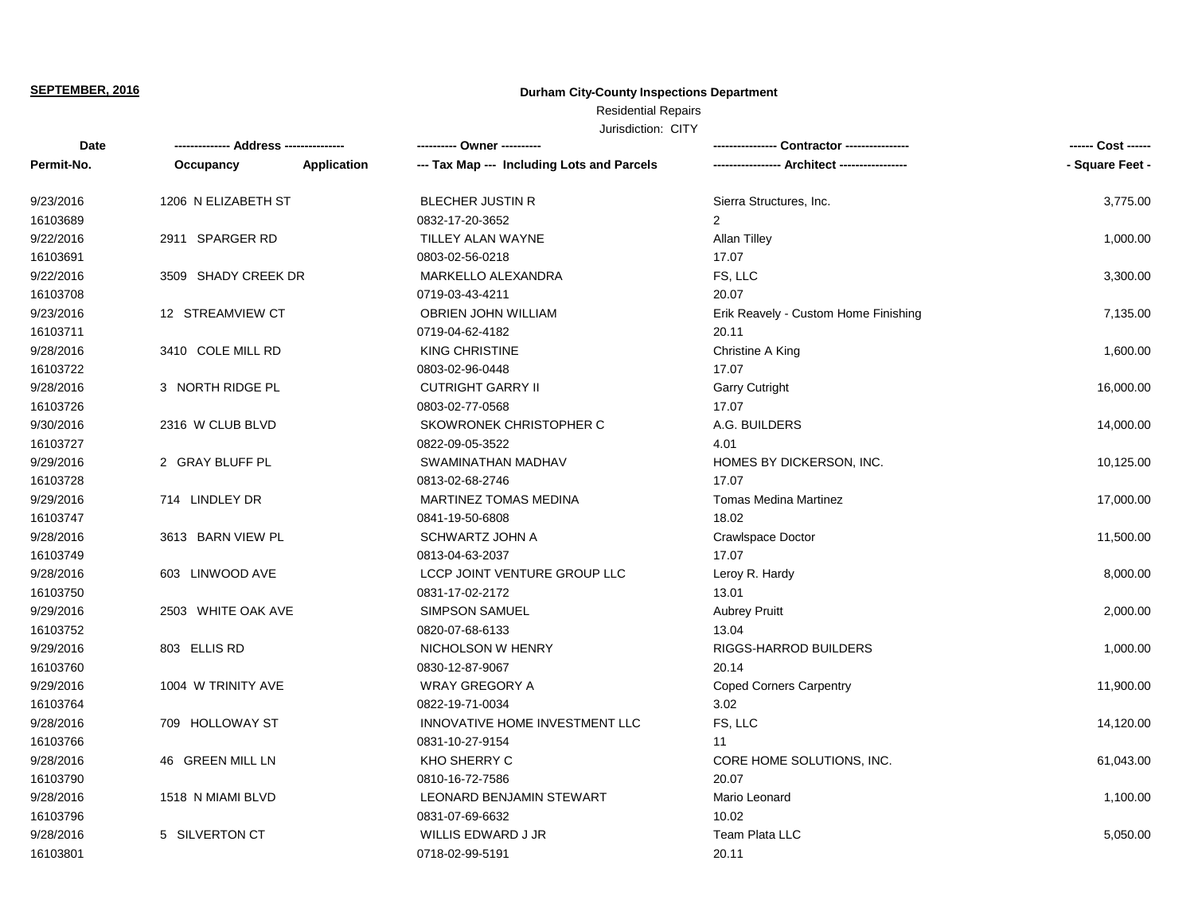**SEPTEMBER, 2016**

**Durham City-County Inspections Department**

Residential Repairs

Jurisdiction: CITY

| Date<br>Permit-No. | Address<br>Occupancy | Application | Owner<br>Tax Map --- Including Lots and Parcels | Contractor<br>Architect | Cost<br>Square Feet |
|---|---|---|---|---|---|
| 9/23/2016<br>16103689 | 1206 N ELIZABETH ST | | BLECHER JUSTIN R<br>0832-17-20-3652 | Sierra Structures, Inc.<br>2 | 3,775.00 |
| 9/22/2016<br>16103691 | 2911 SPARGER RD | | TILLEY ALAN WAYNE<br>0803-02-56-0218 | Allan Tilley<br>17.07 | 1,000.00 |
| 9/22/2016<br>16103708 | 3509 SHADY CREEK DR | | MARKELLO ALEXANDRA<br>0719-03-43-4211 | FS, LLC<br>20.07 | 3,300.00 |
| 9/23/2016<br>16103711 | 12 STREAMVIEW CT | | OBRIEN JOHN WILLIAM<br>0719-04-62-4182 | Erik Reavely - Custom Home Finishing<br>20.11 | 7,135.00 |
| 9/28/2016<br>16103722 | 3410 COLE MILL RD | | KING CHRISTINE<br>0803-02-96-0448 | Christine A King<br>17.07 | 1,600.00 |
| 9/28/2016<br>16103726 | 3 NORTH RIDGE PL | | CUTRIGHT GARRY II<br>0803-02-77-0568 | Garry Cutright<br>17.07 | 16,000.00 |
| 9/30/2016<br>16103727 | 2316 W CLUB BLVD | | SKOWRONEK CHRISTOPHER C<br>0822-09-05-3522 | A.G. BUILDERS<br>4.01 | 14,000.00 |
| 9/29/2016<br>16103728 | 2 GRAY BLUFF PL | | SWAMINATHAN MADHAV<br>0813-02-68-2746 | HOMES BY DICKERSON, INC.<br>17.07 | 10,125.00 |
| 9/29/2016<br>16103747 | 714 LINDLEY DR | | MARTINEZ TOMAS MEDINA<br>0841-19-50-6808 | Tomas Medina Martinez<br>18.02 | 17,000.00 |
| 9/28/2016<br>16103749 | 3613 BARN VIEW PL | | SCHWARTZ JOHN A<br>0813-04-63-2037 | Crawlspace Doctor<br>17.07 | 11,500.00 |
| 9/28/2016<br>16103750 | 603 LINWOOD AVE | | LCCP JOINT VENTURE GROUP LLC<br>0831-17-02-2172 | Leroy R. Hardy<br>13.01 | 8,000.00 |
| 9/29/2016<br>16103752 | 2503 WHITE OAK AVE | | SIMPSON SAMUEL<br>0820-07-68-6133 | Aubrey Pruitt<br>13.04 | 2,000.00 |
| 9/29/2016<br>16103760 | 803 ELLIS RD | | NICHOLSON W HENRY<br>0830-12-87-9067 | RIGGS-HARROD BUILDERS<br>20.14 | 1,000.00 |
| 9/29/2016<br>16103764 | 1004 W TRINITY AVE | | WRAY GREGORY A<br>0822-19-71-0034 | Coped Corners Carpentry<br>3.02 | 11,900.00 |
| 9/28/2016<br>16103766 | 709 HOLLOWAY ST | | INNOVATIVE HOME INVESTMENT LLC<br>0831-10-27-9154 | FS, LLC<br>11 | 14,120.00 |
| 9/28/2016<br>16103790 | 46 GREEN MILL LN | | KHO SHERRY C<br>0810-16-72-7586 | CORE HOME SOLUTIONS, INC.<br>20.07 | 61,043.00 |
| 9/28/2016<br>16103796 | 1518 N MIAMI BLVD | | LEONARD BENJAMIN STEWART<br>0831-07-69-6632 | Mario Leonard<br>10.02 | 1,100.00 |
| 9/28/2016<br>16103801 | 5 SILVERTON CT | | WILLIS EDWARD J JR<br>0718-02-99-5191 | Team Plata LLC<br>20.11 | 5,050.00 |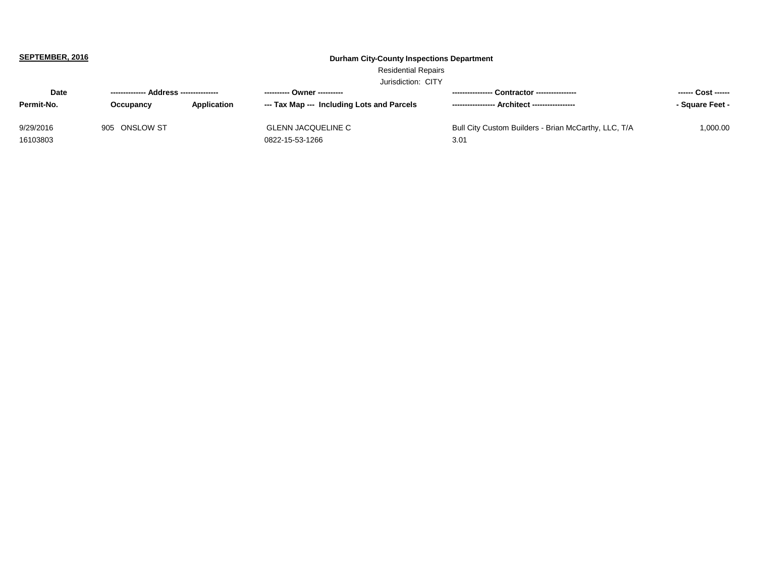**SEPTEMBER, 2016**

**Durham City-County Inspections Department**

Residential Repairs

Jurisdiction: CITY

| Date / Permit-No. | Address / Occupancy | Application | Owner / Tax Map --- Including Lots and Parcels | Contractor / Architect | Cost / Square Feet |
|---|---|---|---|---|---|
| 9/29/2016<br>16103803 | 905 ONSLOW ST | | GLENN JACQUELINE C<br>0822-15-53-1266 | Bull City Custom Builders - Brian McCarthy, LLC, T/A<br>3.01 | 1,000.00 |